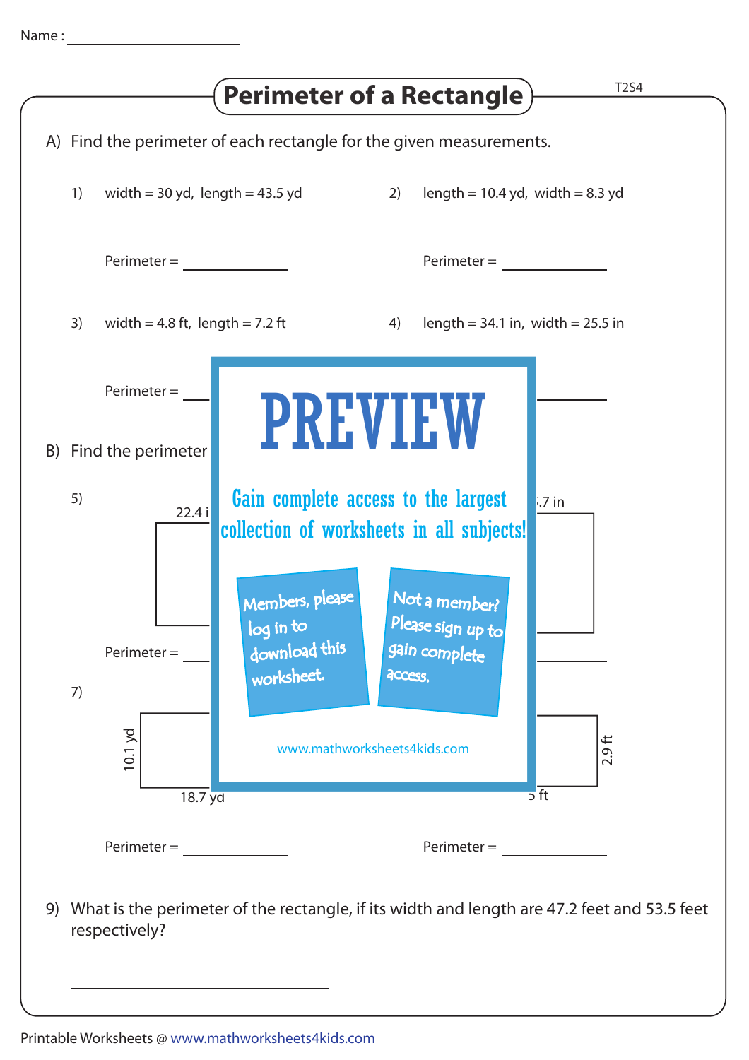Name : ____________________

# Perimeter of a Rectangle

T2S4

A) Find the perimeter of each rectangle for the given measurements.

1) width = 30 yd, length = 43.5 yd

Perimeter = ____________

2) length = 10.4 yd, width = 8.3 yd

Perimeter = ____________

3) width = 4.8 ft, length = 7.2 ft

Perimeter = ____________

4) length = 34.1 in, width = 25.5 in

Perimeter = ____________

PREVIEW

Gain complete access to the largest collection of worksheets in all subjects!

Members, please log in to download this worksheet.

Not a member? Please sign up to gain complete access.

www.mathworksheets4kids.com

B) Find the perimeter

5) 22.4 i

Perimeter = ____________

6) .7 in

Perimeter = ____________

7) 10.1 yd, 18.7 yd

Perimeter = ____________

8) 2.9 ft, 5 ft

Perimeter = ____________

9) What is the perimeter of the rectangle, if its width and length are 47.2 feet and 53.5 feet respectively?

________________________

Printable Worksheets @ www.mathworksheets4kids.com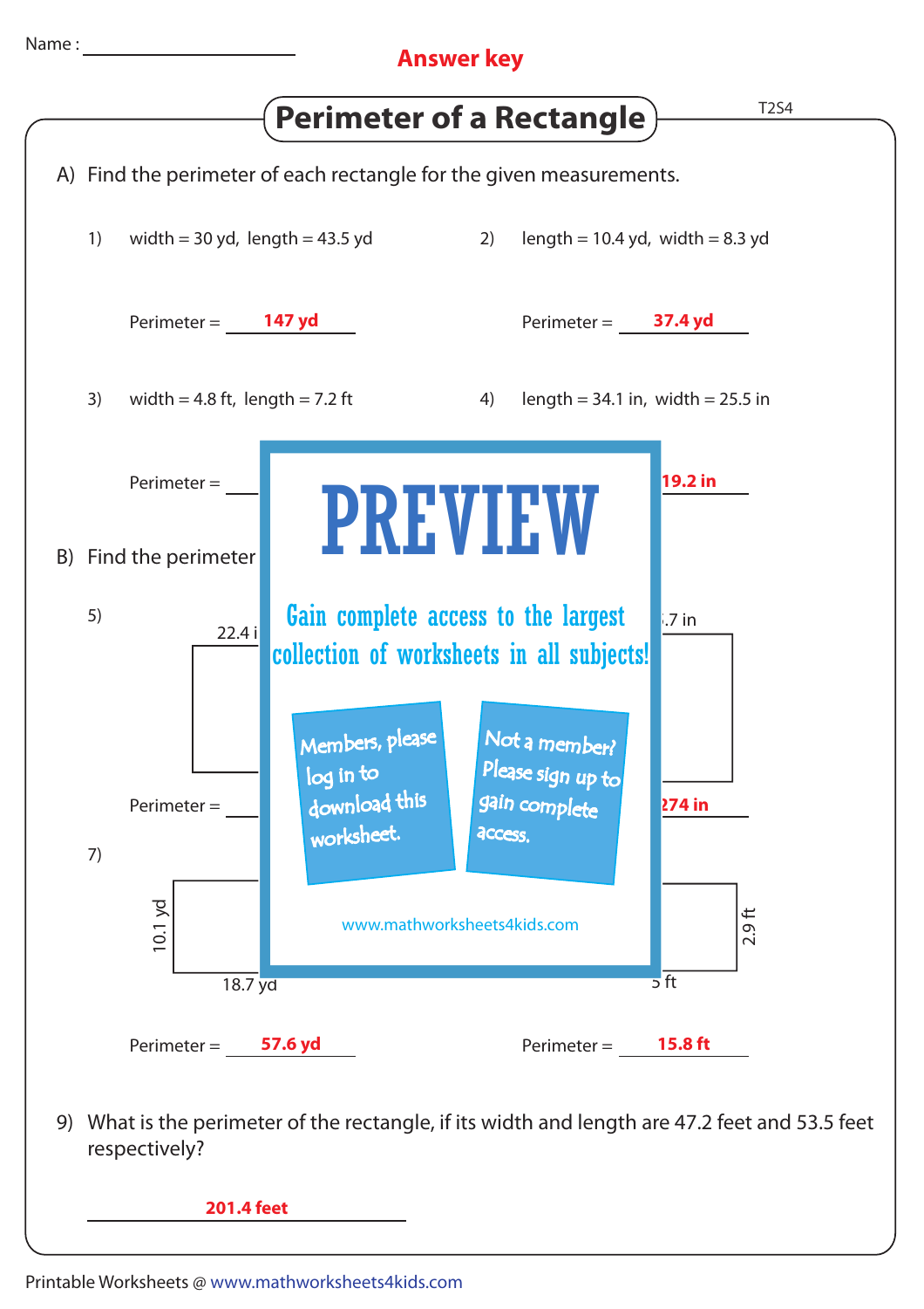Name : ____________________

**Answer key**

# Perimeter of a Rectangle

T2S4

A) Find the perimeter of each rectangle for the given measurements.

1) width = 30 yd, length = 43.5 yd

Perimeter = **147 yd**

2) length = 10.4 yd, width = 8.3 yd

Perimeter = **37.4 yd**

3) width = 4.8 ft, length = 7.2 ft

Perimeter =

4) length = 34.1 in, width = 25.5 in

**19.2 in**

B) Find the perimeter

5)

22.4 i

.7 in

Perimeter =

**274 in**

7)

10.1 yd

18.7 yd

2.9 ft

5 ft

Perimeter = **57.6 yd**

Perimeter = **15.8 ft**

PREVIEW

Gain complete access to the largest collection of worksheets in all subjects!

Members, please log in to download this worksheet.

Not a member? Please sign up to gain complete access.

www.mathworksheets4kids.com

9) What is the perimeter of the rectangle, if its width and length are 47.2 feet and 53.5 feet respectively?

**201.4 feet**

Printable Worksheets @ www.mathworksheets4kids.com